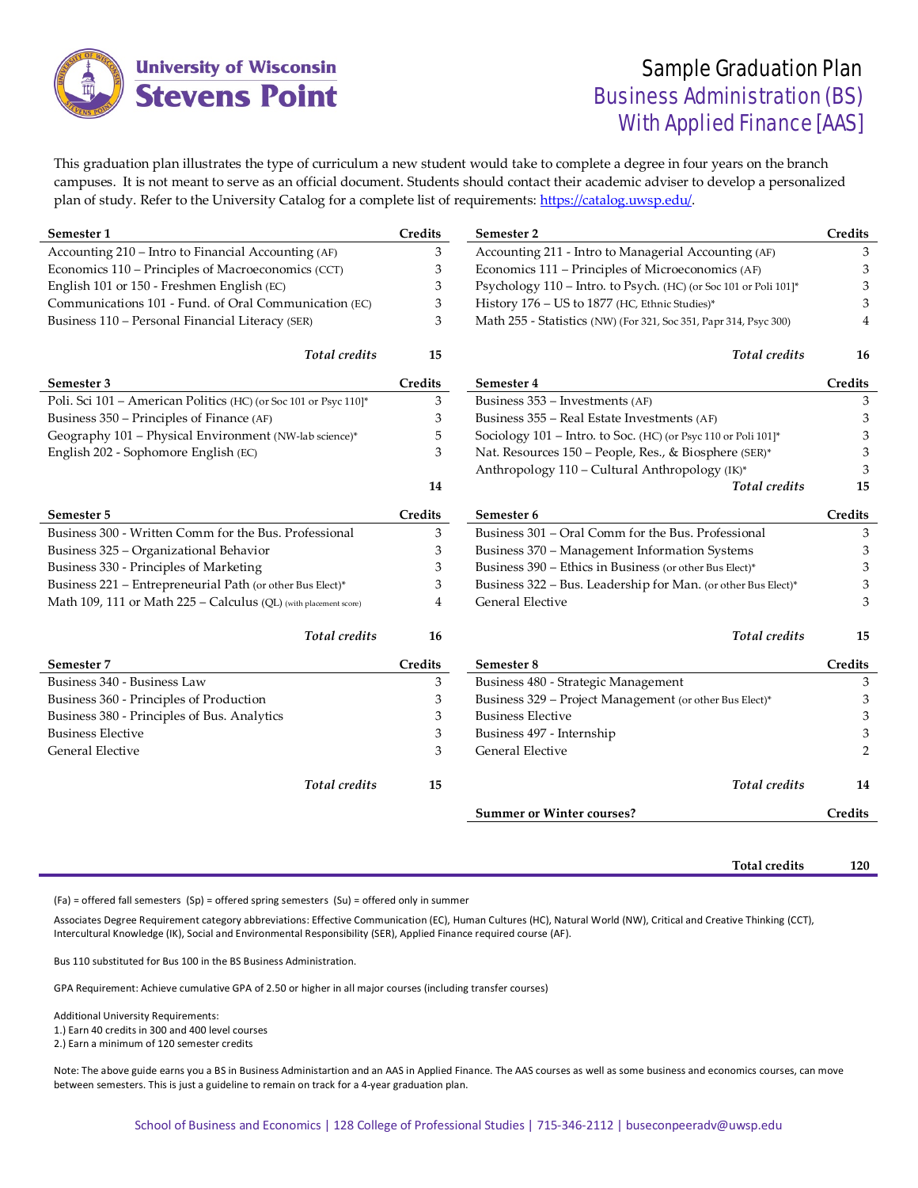University of Wisconsin Stevens Point

# Sample Graduation Plan
## Business Administration (BS)
## With Applied Finance [AAS]

This graduation plan illustrates the type of curriculum a new student would take to complete a degree in four years on the branch campuses. It is not meant to serve as an official document. Students should contact their academic adviser to develop a personalized plan of study. Refer to the University Catalog for a complete list of requirements: https://catalog.uwsp.edu/.

| Semester 1 | Credits |
|---|---|
| Accounting 210 – Intro to Financial Accounting (AF) | 3 |
| Economics 110 – Principles of Macroeconomics (CCT) | 3 |
| English 101 or 150 - Freshmen English (EC) | 3 |
| Communications 101 - Fund. of Oral Communication (EC) | 3 |
| Business 110 – Personal Financial Literacy (SER) | 3 |
| *Total credits* | 15 |

| Semester 2 | Credits |
|---|---|
| Accounting 211 - Intro to Managerial Accounting (AF) | 3 |
| Economics 111 – Principles of Microeconomics (AF) | 3 |
| Psychology 110 – Intro. to Psych. (HC) (or Soc 101 or Poli 101]* | 3 |
| History 176 – US to 1877 (HC, Ethnic Studies)* | 3 |
| Math 255 - Statistics (NW) (For 321, Soc 351, Papr 314, Psyc 300) | 4 |
| *Total credits* | 16 |

| Semester 3 | Credits |
|---|---|
| Poli. Sci 101 – American Politics (HC) (or Soc 101 or Psyc 110]* | 3 |
| Business 350 – Principles of Finance (AF) | 3 |
| Geography 101 – Physical Environment (NW-lab science)* | 5 |
| English 202 - Sophomore English (EC) | 3 |
| | 14 |

| Semester 4 | Credits |
|---|---|
| Business 353 – Investments (AF) | 3 |
| Business 355 – Real Estate Investments (AF) | 3 |
| Sociology 101 – Intro. to Soc. (HC) (or Psyc 110 or Poli 101]* | 3 |
| Nat. Resources 150 – People, Res., & Biosphere (SER)* | 3 |
| Anthropology 110 – Cultural Anthropology (IK)* | 3 |
| *Total credits* | 15 |

| Semester 5 | Credits |
|---|---|
| Business 300 - Written Comm for the Bus. Professional | 3 |
| Business 325 – Organizational Behavior | 3 |
| Business 330 - Principles of Marketing | 3 |
| Business 221 – Entrepreneurial Path (or other Bus Elect)* | 3 |
| Math 109, 111 or Math 225 – Calculus (QL) (with placement score) | 4 |
| *Total credits* | 16 |

| Semester 6 | Credits |
|---|---|
| Business 301 – Oral Comm for the Bus. Professional | 3 |
| Business 370 – Management Information Systems | 3 |
| Business 390 – Ethics in Business (or other Bus Elect)* | 3 |
| Business 322 – Bus. Leadership for Man. (or other Bus Elect)* | 3 |
| General Elective | 3 |
| *Total credits* | 15 |

| Semester 7 | Credits |
|---|---|
| Business 340 - Business Law | 3 |
| Business 360 - Principles of Production | 3 |
| Business 380 - Principles of Bus. Analytics | 3 |
| Business Elective | 3 |
| General Elective | 3 |
| *Total credits* | 15 |

| Semester 8 | Credits |
|---|---|
| Business 480 - Strategic Management | 3 |
| Business 329 – Project Management (or other Bus Elect)* | 3 |
| Business Elective | 3 |
| Business 497 - Internship | 3 |
| General Elective | 2 |
| *Total credits* | 14 |

| Summer or Winter courses? | Credits |
|---|---|

**Total credits 120**

(Fa) = offered fall semesters (Sp) = offered spring semesters (Su) = offered only in summer

Associates Degree Requirement category abbreviations: Effective Communication (EC), Human Cultures (HC), Natural World (NW), Critical and Creative Thinking (CCT), Intercultural Knowledge (IK), Social and Environmental Responsibility (SER), Applied Finance required course (AF).

Bus 110 substituted for Bus 100 in the BS Business Administration.

GPA Requirement: Achieve cumulative GPA of 2.50 or higher in all major courses (including transfer courses)

Additional University Requirements:
1.) Earn 40 credits in 300 and 400 level courses
2.) Earn a minimum of 120 semester credits

Note: The above guide earns you a BS in Business Administartion and an AAS in Applied Finance. The AAS courses as well as some business and economics courses, can move between semesters. This is just a guideline to remain on track for a 4-year graduation plan.

School of Business and Economics | 128 College of Professional Studies | 715-346-2112 | buseconpeeradv@uwsp.edu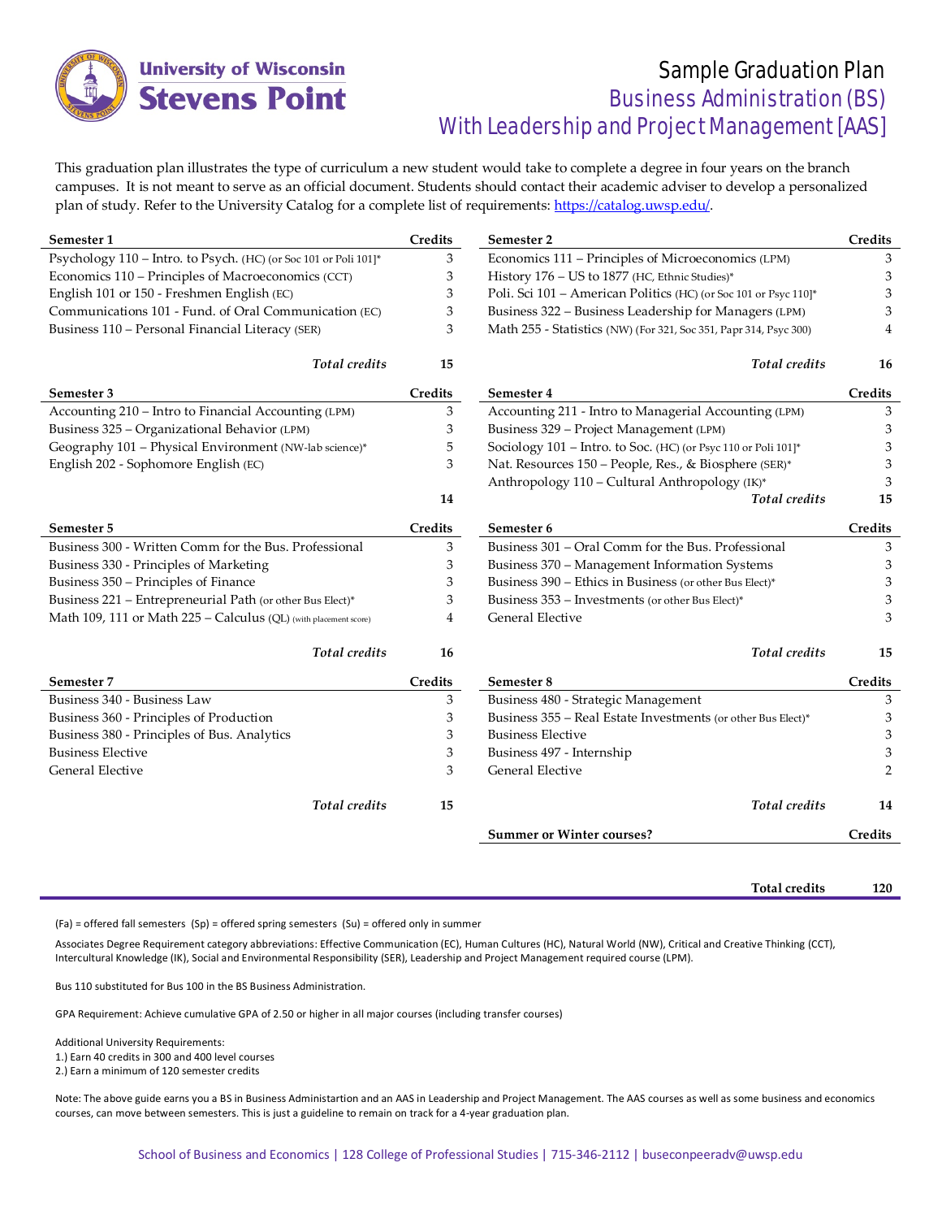# Sample Graduation Plan

## Business Administration (BS)

## With Leadership and Project Management [AAS]

This graduation plan illustrates the type of curriculum a new student would take to complete a degree in four years on the branch campuses. It is not meant to serve as an official document. Students should contact their academic adviser to develop a personalized plan of study. Refer to the University Catalog for a complete list of requirements: https://catalog.uwsp.edu/.

| Semester 1 | Credits |
|---|---|
| Psychology 110 – Intro. to Psych. (HC) (or Soc 101 or Poli 101]* | 3 |
| Economics 110 – Principles of Macroeconomics (CCT) | 3 |
| English 101 or 150 - Freshmen English (EC) | 3 |
| Communications 101 - Fund. of Oral Communication (EC) | 3 |
| Business 110 – Personal Financial Literacy (SER) | 3 |
| *Total credits* | 15 |

| Semester 2 | Credits |
|---|---|
| Economics 111 – Principles of Microeconomics (LPM) | 3 |
| History 176 – US to 1877 (HC, Ethnic Studies)* | 3 |
| Poli. Sci 101 – American Politics (HC) (or Soc 101 or Psyc 110]* | 3 |
| Business 322 – Business Leadership for Managers (LPM) | 3 |
| Math 255 - Statistics (NW) (For 321, Soc 351, Papr 314, Psyc 300) | 4 |
| *Total credits* | 16 |

| Semester 3 | Credits |
|---|---|
| Accounting 210 – Intro to Financial Accounting (LPM) | 3 |
| Business 325 – Organizational Behavior (LPM) | 3 |
| Geography 101 – Physical Environment (NW-lab science)* | 5 |
| English 202 - Sophomore English (EC) | 3 |
| | 14 |

| Semester 4 | Credits |
|---|---|
| Accounting 211 - Intro to Managerial Accounting (LPM) | 3 |
| Business 329 – Project Management (LPM) | 3 |
| Sociology 101 – Intro. to Soc. (HC) (or Psyc 110 or Poli 101]* | 3 |
| Nat. Resources 150 – People, Res., & Biosphere (SER)* | 3 |
| Anthropology 110 – Cultural Anthropology (IK)* | 3 |
| *Total credits* | 15 |

| Semester 5 | Credits |
|---|---|
| Business 300 - Written Comm for the Bus. Professional | 3 |
| Business 330 - Principles of Marketing | 3 |
| Business 350 – Principles of Finance | 3 |
| Business 221 – Entrepreneurial Path (or other Bus Elect)* | 3 |
| Math 109, 111 or Math 225 – Calculus (QL) (with placement score) | 4 |
| *Total credits* | 16 |

| Semester 6 | Credits |
|---|---|
| Business 301 – Oral Comm for the Bus. Professional | 3 |
| Business 370 – Management Information Systems | 3 |
| Business 390 – Ethics in Business (or other Bus Elect)* | 3 |
| Business 353 – Investments (or other Bus Elect)* | 3 |
| General Elective | 3 |
| *Total credits* | 15 |

| Semester 7 | Credits |
|---|---|
| Business 340 - Business Law | 3 |
| Business 360 - Principles of Production | 3 |
| Business 380 - Principles of Bus. Analytics | 3 |
| Business Elective | 3 |
| General Elective | 3 |
| *Total credits* | 15 |

| Semester 8 | Credits |
|---|---|
| Business 480 - Strategic Management | 3 |
| Business 355 – Real Estate Investments (or other Bus Elect)* | 3 |
| Business Elective | 3 |
| Business 497 - Internship | 3 |
| General Elective | 2 |
| *Total credits* | 14 |

| Summer or Winter courses? | Credits |
|---|---|

**Total credits 120**

(Fa) = offered fall semesters (Sp) = offered spring semesters (Su) = offered only in summer

Associates Degree Requirement category abbreviations: Effective Communication (EC), Human Cultures (HC), Natural World (NW), Critical and Creative Thinking (CCT), Intercultural Knowledge (IK), Social and Environmental Responsibility (SER), Leadership and Project Management required course (LPM).

Bus 110 substituted for Bus 100 in the BS Business Administration.

GPA Requirement: Achieve cumulative GPA of 2.50 or higher in all major courses (including transfer courses)

Additional University Requirements:
1.) Earn 40 credits in 300 and 400 level courses
2.) Earn a minimum of 120 semester credits

Note: The above guide earns you a BS in Business Administartion and an AAS in Leadership and Project Management. The AAS courses as well as some business and economics courses, can move between semesters. This is just a guideline to remain on track for a 4-year graduation plan.

School of Business and Economics | 128 College of Professional Studies | 715-346-2112 | buseconpeeradv@uwsp.edu